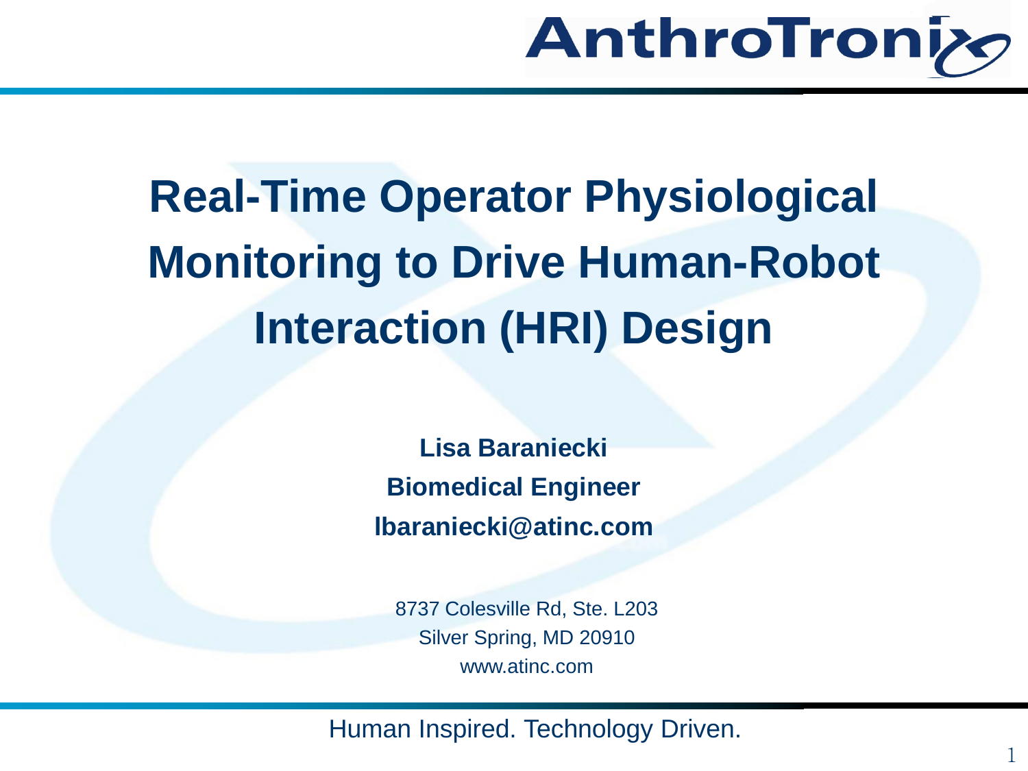AnthroTronix

# Real-Time Operator Physiological Monitoring to Drive Human-Robot Interaction (HRI) Design

**Lisa Baraniecki**

**Biomedical Engineer**

**lbaraniecki@atinc.com**

8737 Colesville Rd, Ste. L203

Silver Spring, MD 20910

www.atinc.com

Human Inspired. Technology Driven.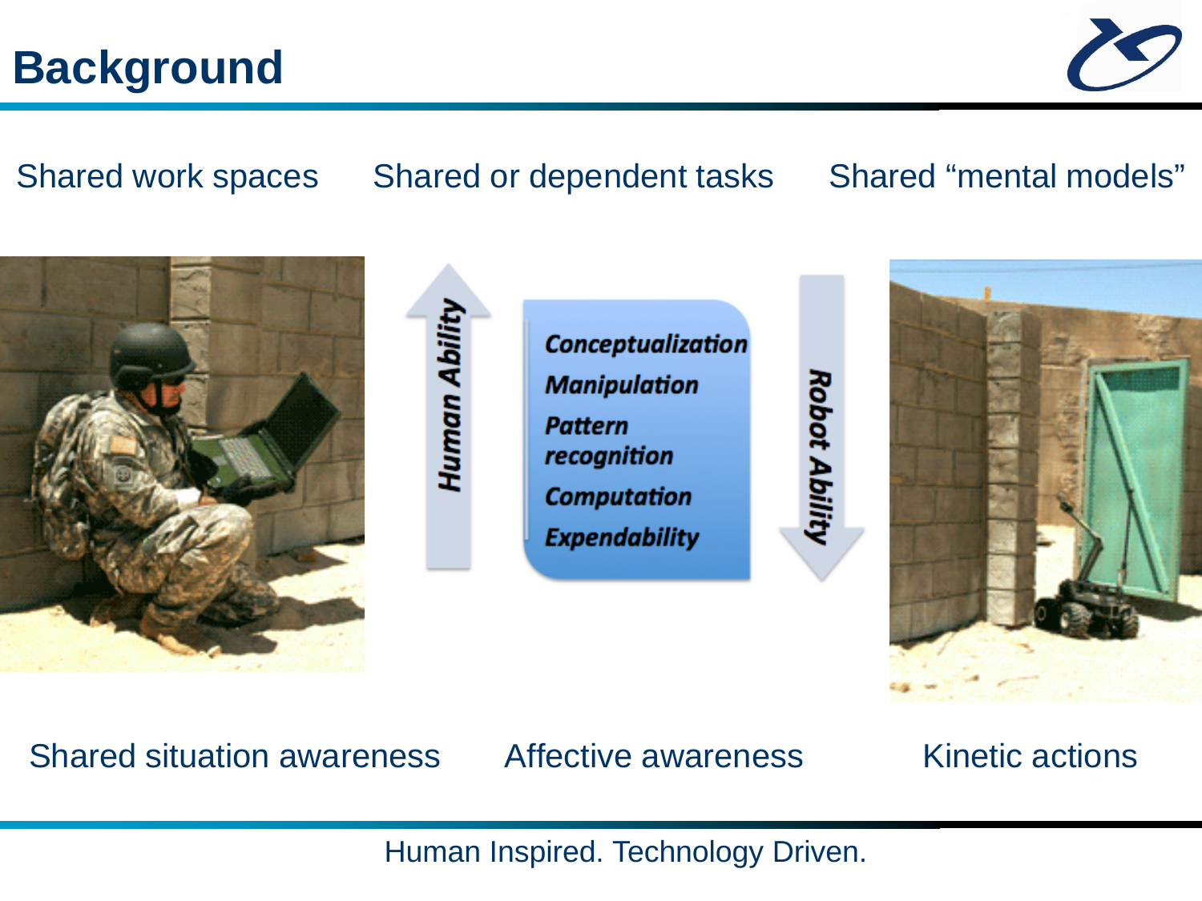# Background

Shared work spaces

Shared or dependent tasks

Shared "mental models"

Human Ability

Conceptualization

Manipulation

Pattern recognition

Computation

Expendability

Robot Ability

Shared situation awareness

Affective awareness

Kinetic actions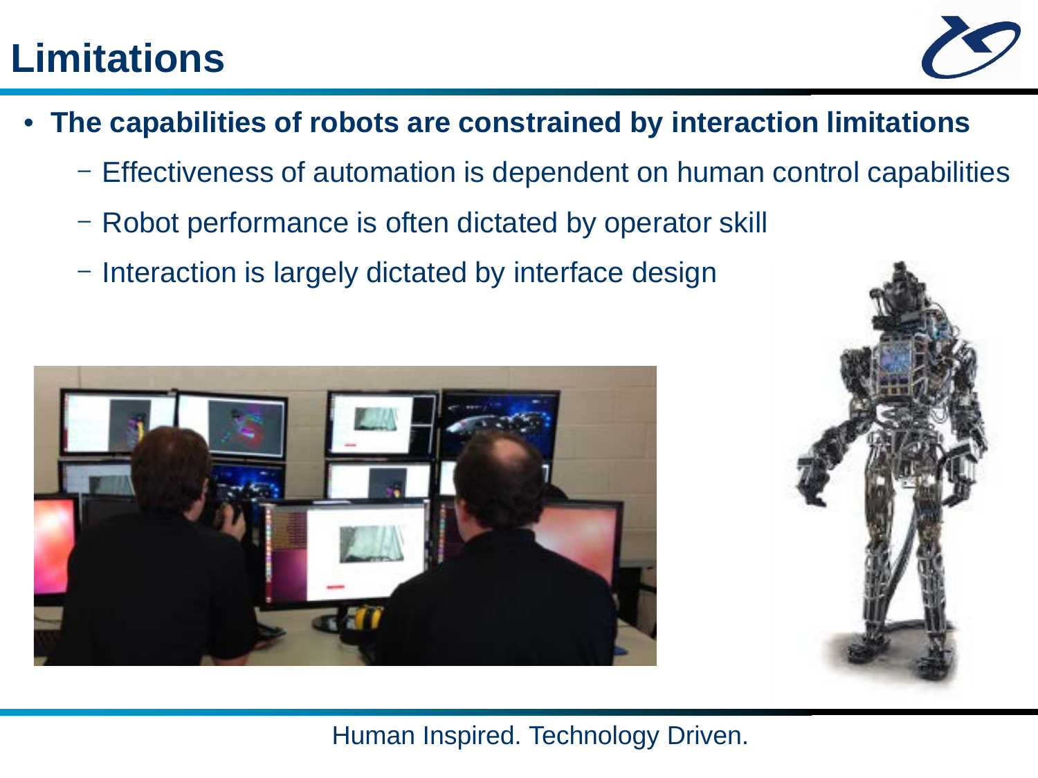# Limitations

- **The capabilities of robots are constrained by interaction limitations**
  - Effectiveness of automation is dependent on human control capabilities
  - Robot performance is often dictated by operator skill
  - Interaction is largely dictated by interface design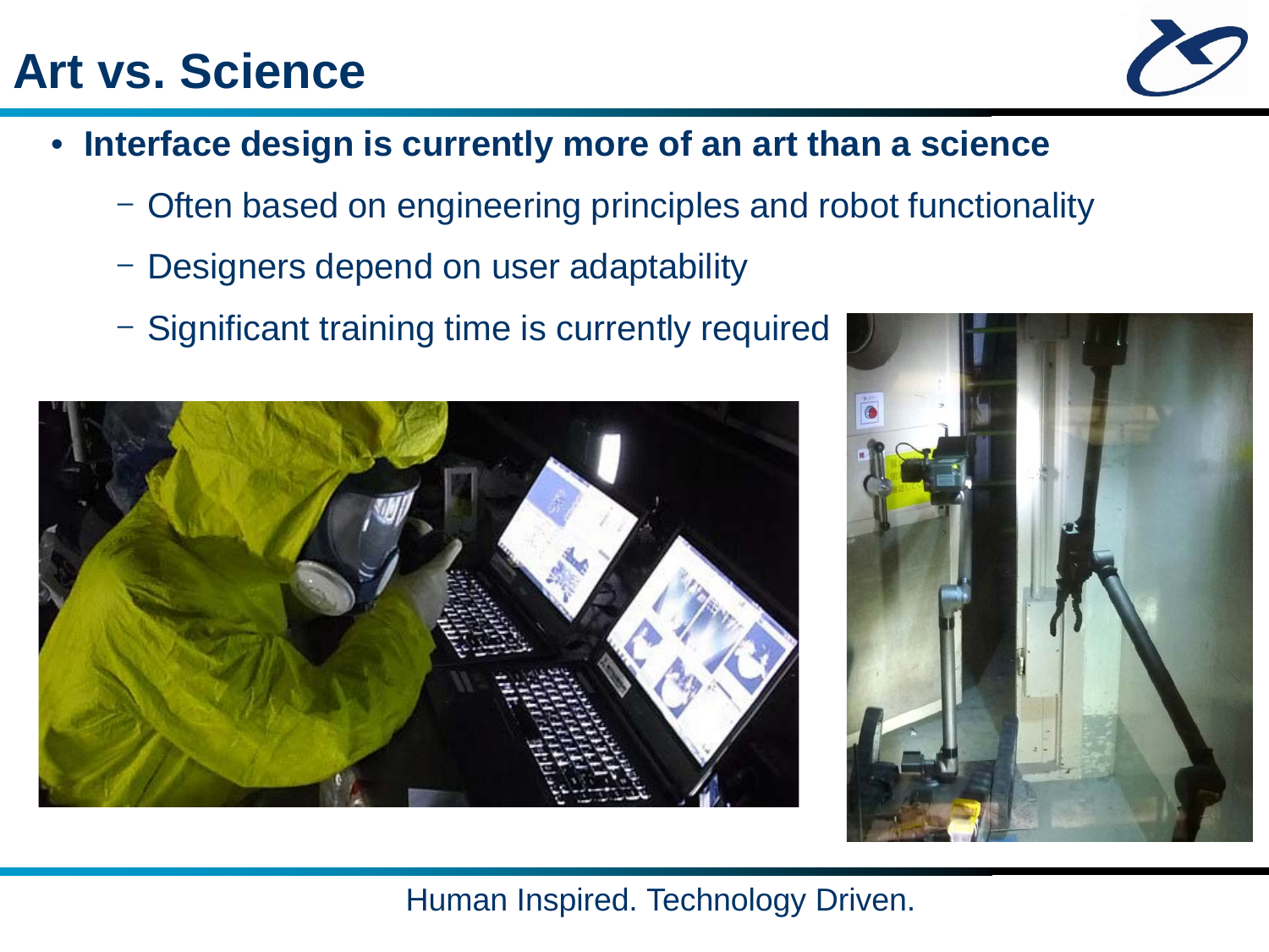# Art vs. Science

- **Interface design is currently more of an art than a science**
  - Often based on engineering principles and robot functionality
  - Designers depend on user adaptability
  - Significant training time is currently required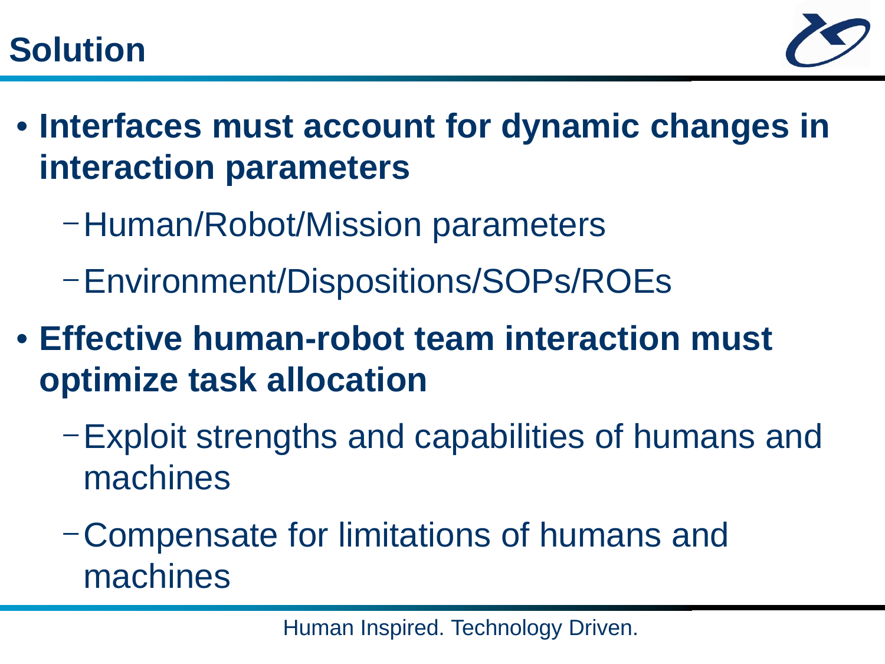# Solution

- **Interfaces must account for dynamic changes in interaction parameters**
  - Human/Robot/Mission parameters
  - Environment/Dispositions/SOPs/ROEs
- **Effective human-robot team interaction must optimize task allocation**
  - Exploit strengths and capabilities of humans and machines
  - Compensate for limitations of humans and machines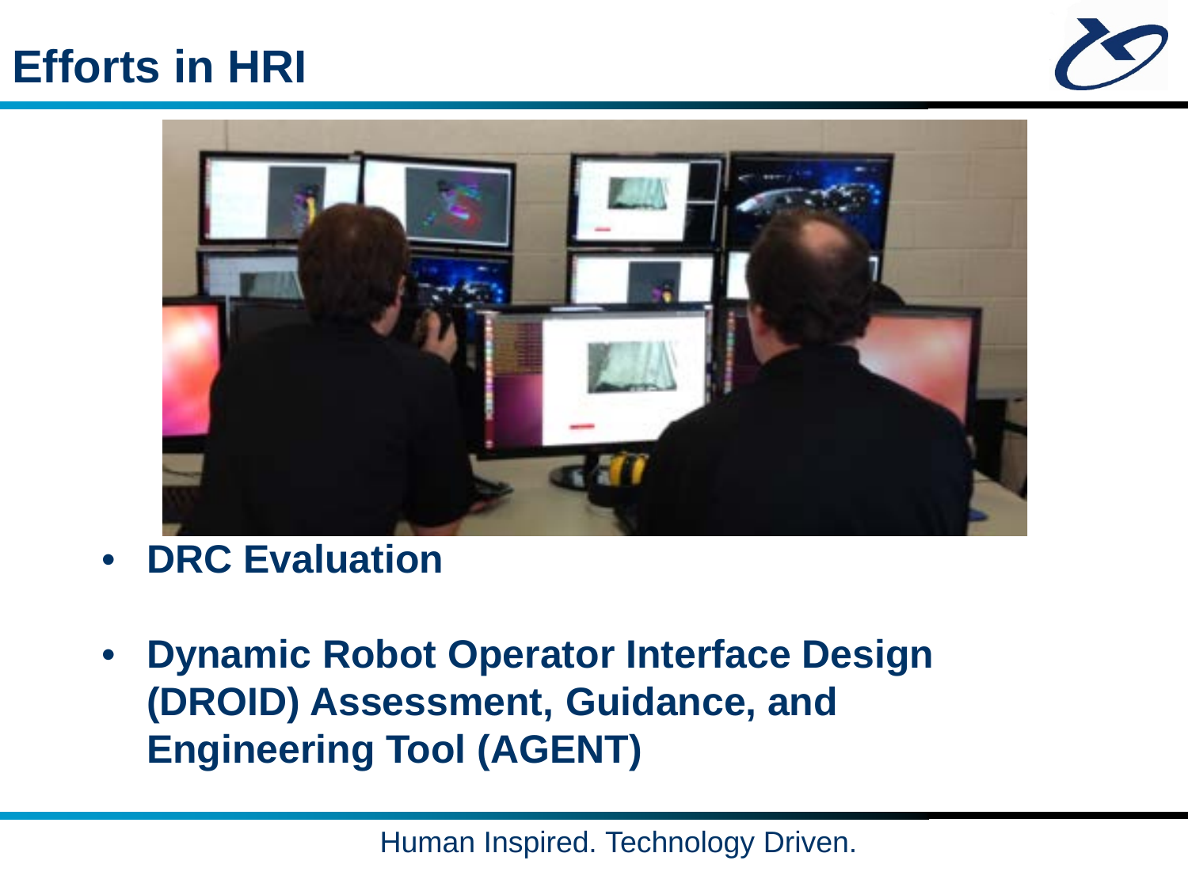# Efforts in HRI

- **DRC Evaluation**
- **Dynamic Robot Operator Interface Design (DROID) Assessment, Guidance, and Engineering Tool (AGENT)**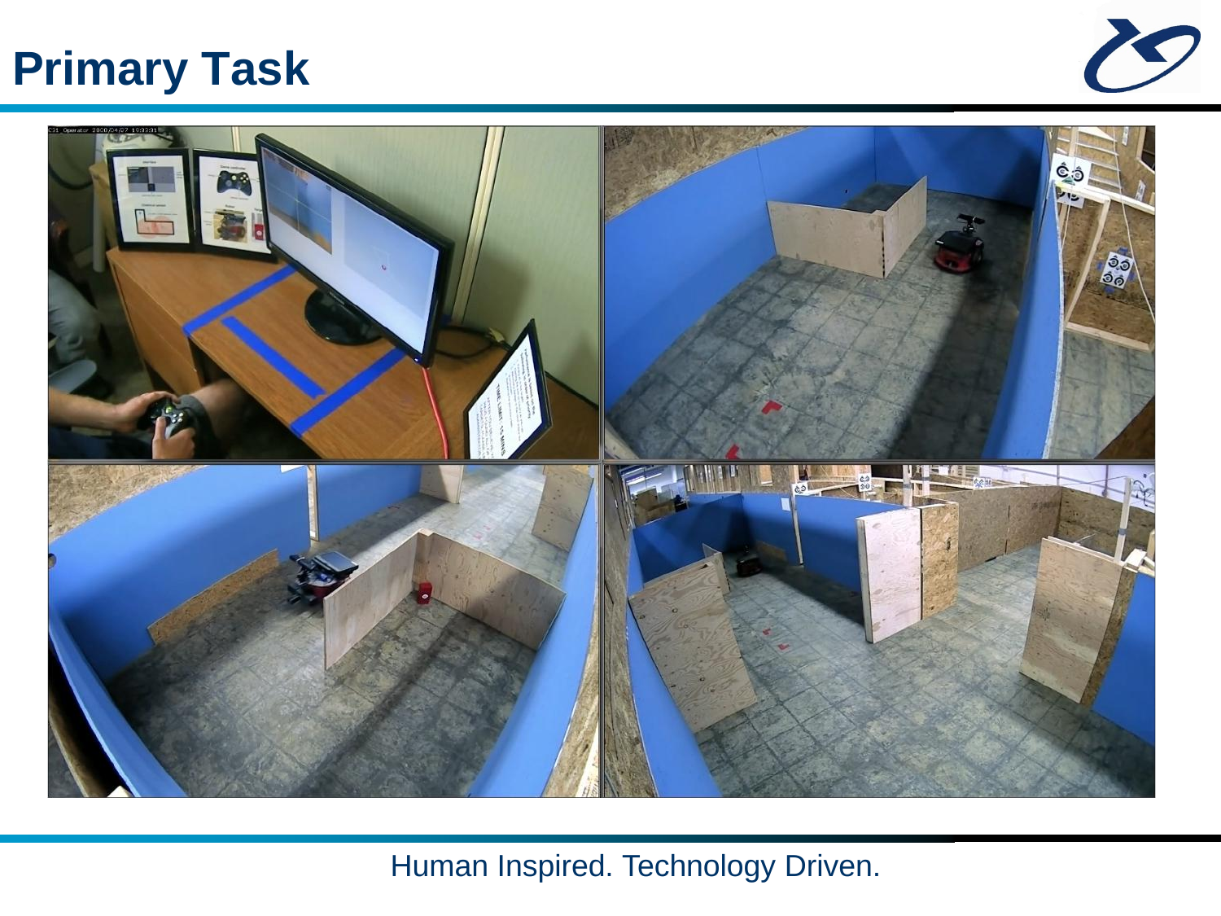# Primary Task

Human Inspired. Technology Driven.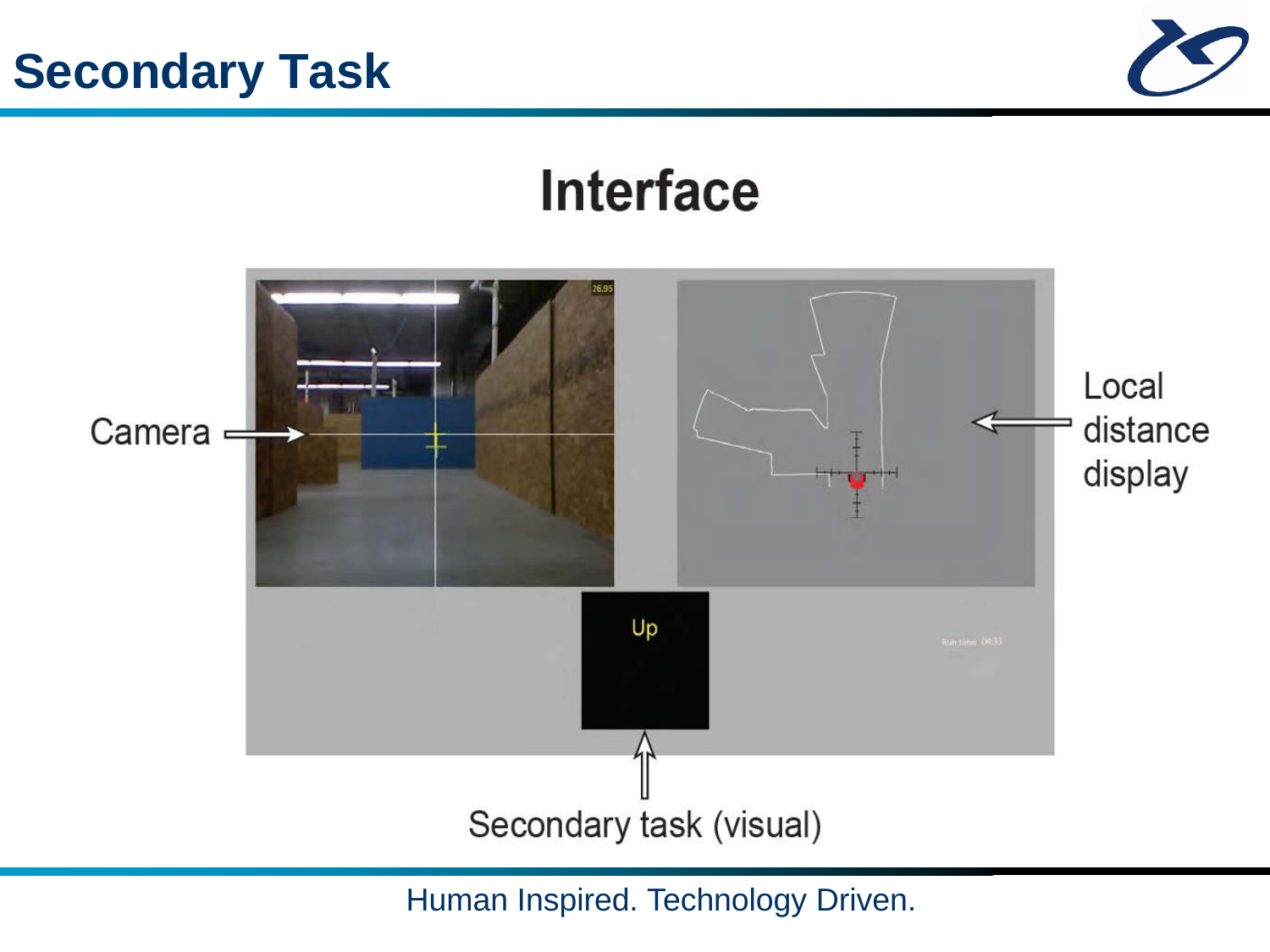# Secondary Task

## Interface

Camera

Local distance display

Up

Secondary task (visual)

Human Inspired. Technology Driven.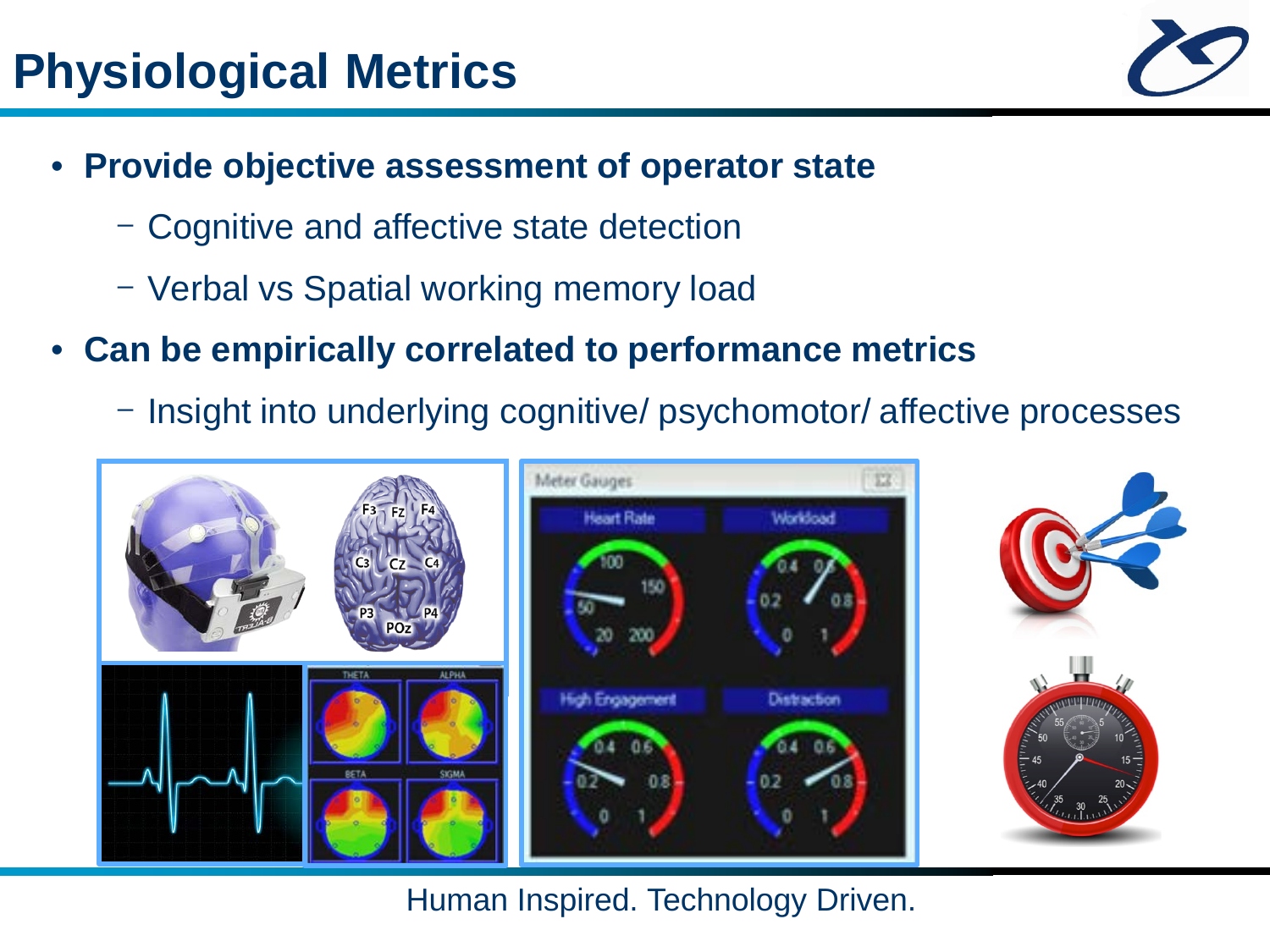# Physiological Metrics

- **Provide objective assessment of operator state**
  - Cognitive and affective state detection
  - Verbal vs Spatial working memory load
- **Can be empirically correlated to performance metrics**
  - Insight into underlying cognitive/ psychomotor/ affective processes

Human Inspired. Technology Driven.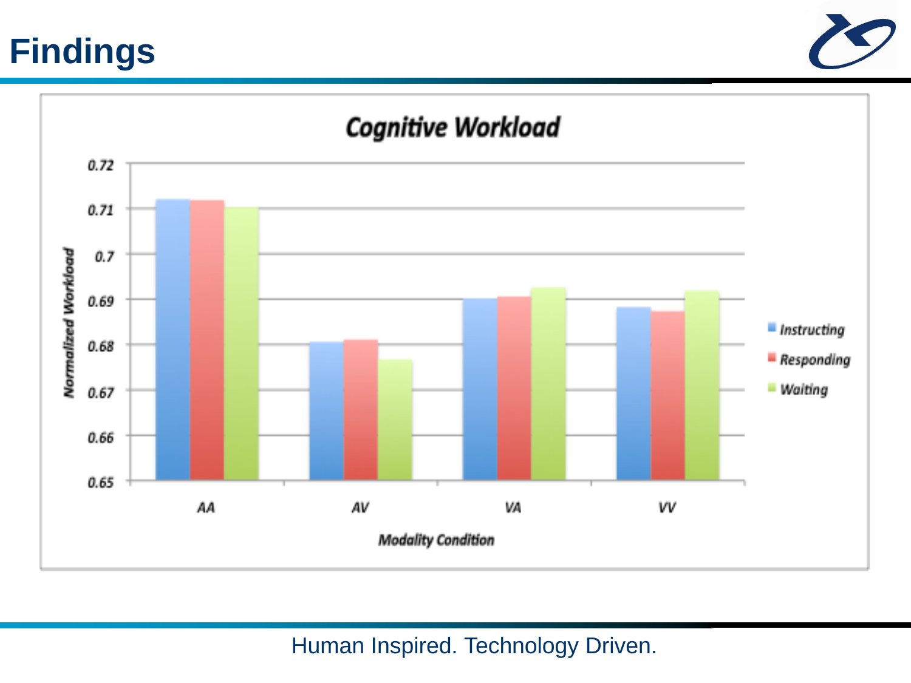# Findings

Cognitive Workload

Normalized Workload

0.72
0.71
0.7
0.69
0.68
0.67
0.66
0.65

AA
AV
VA
VV

Modality Condition

Instructing
Responding
Waiting

Human Inspired. Technology Driven.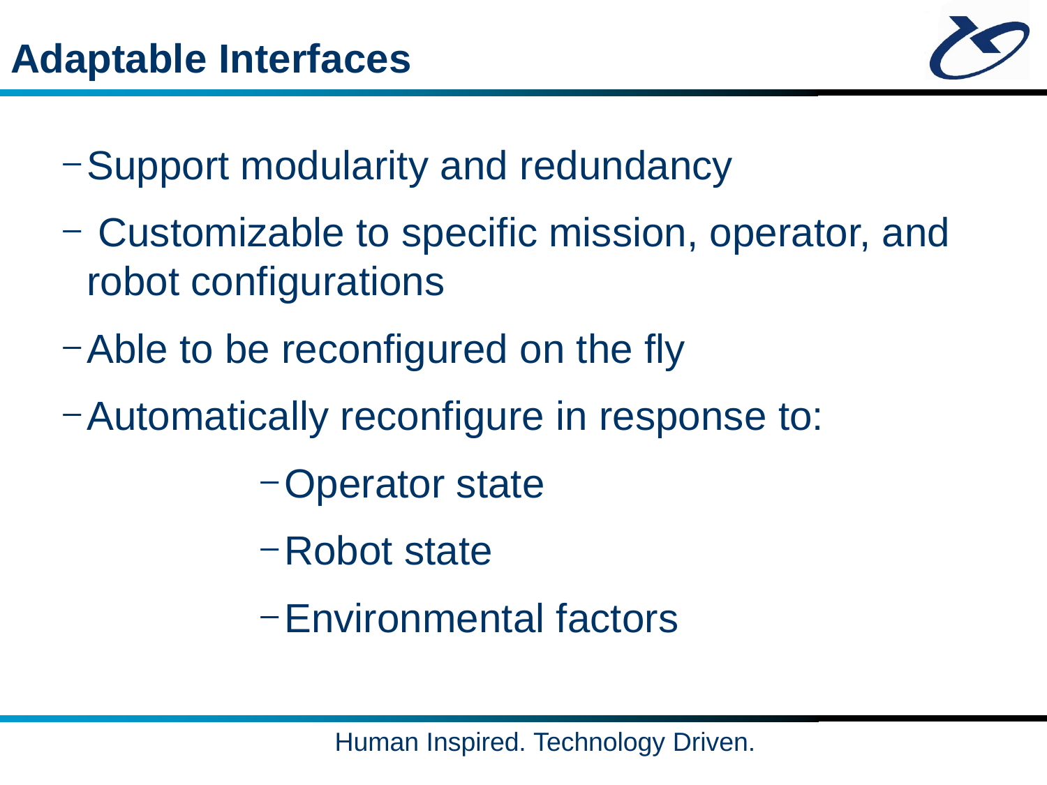# Adaptable Interfaces

- Support modularity and redundancy
- Customizable to specific mission, operator, and robot configurations
- Able to be reconfigured on the fly
- Automatically reconfigure in response to:
  - Operator state
  - Robot state
  - Environmental factors

Human Inspired. Technology Driven.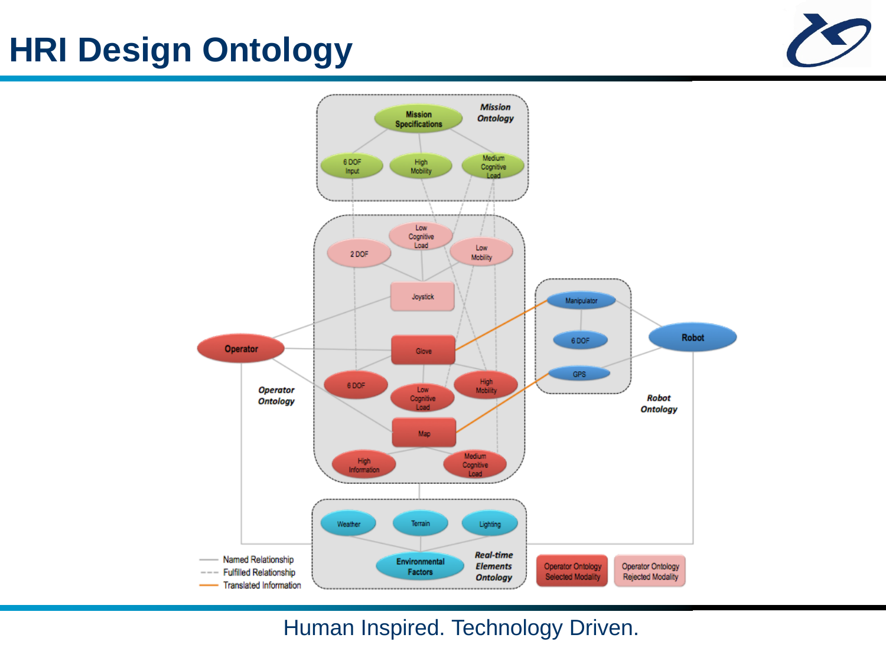# HRI Design Ontology

Mission Specifications
6 DOF Input
High Mobility
Medium Cognitive Load
Mission Ontology

Low Cognitive Load
2 DOF
Low Mobility
Joystick
Glove
6 DOF
Low Cognitive Load
High Mobility
Map
High Information
Medium Cognitive Load

Operator
Operator Ontology

Manipulator
6 DOF
GPS
Robot
Robot Ontology

Weather
Terrain
Lighting
Environmental Factors
Real-time Elements Ontology

Named Relationship
Fulfilled Relationship
Translated Information

Operator Ontology Selected Modality
Operator Ontology Rejected Modality

Human Inspired. Technology Driven.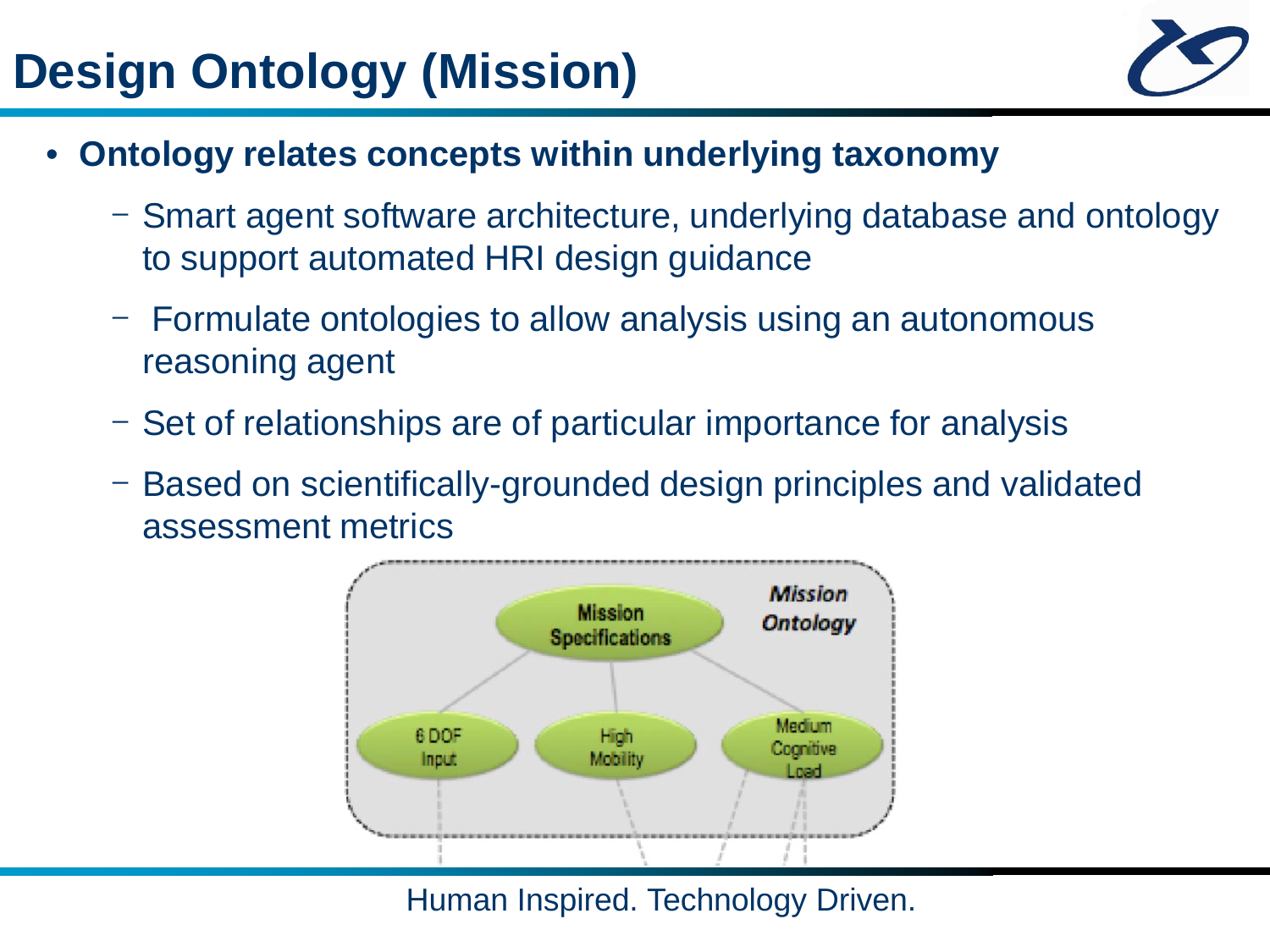# Design Ontology (Mission)

- **Ontology relates concepts within underlying taxonomy**
  - Smart agent software architecture, underlying database and ontology to support automated HRI design guidance
  - Formulate ontologies to allow analysis using an autonomous reasoning agent
  - Set of relationships are of particular importance for analysis
  - Based on scientifically-grounded design principles and validated assessment metrics

Mission Ontology

Mission Specifications

6 DOF Input

High Mobility

Medium Cognitive Load

Human Inspired. Technology Driven.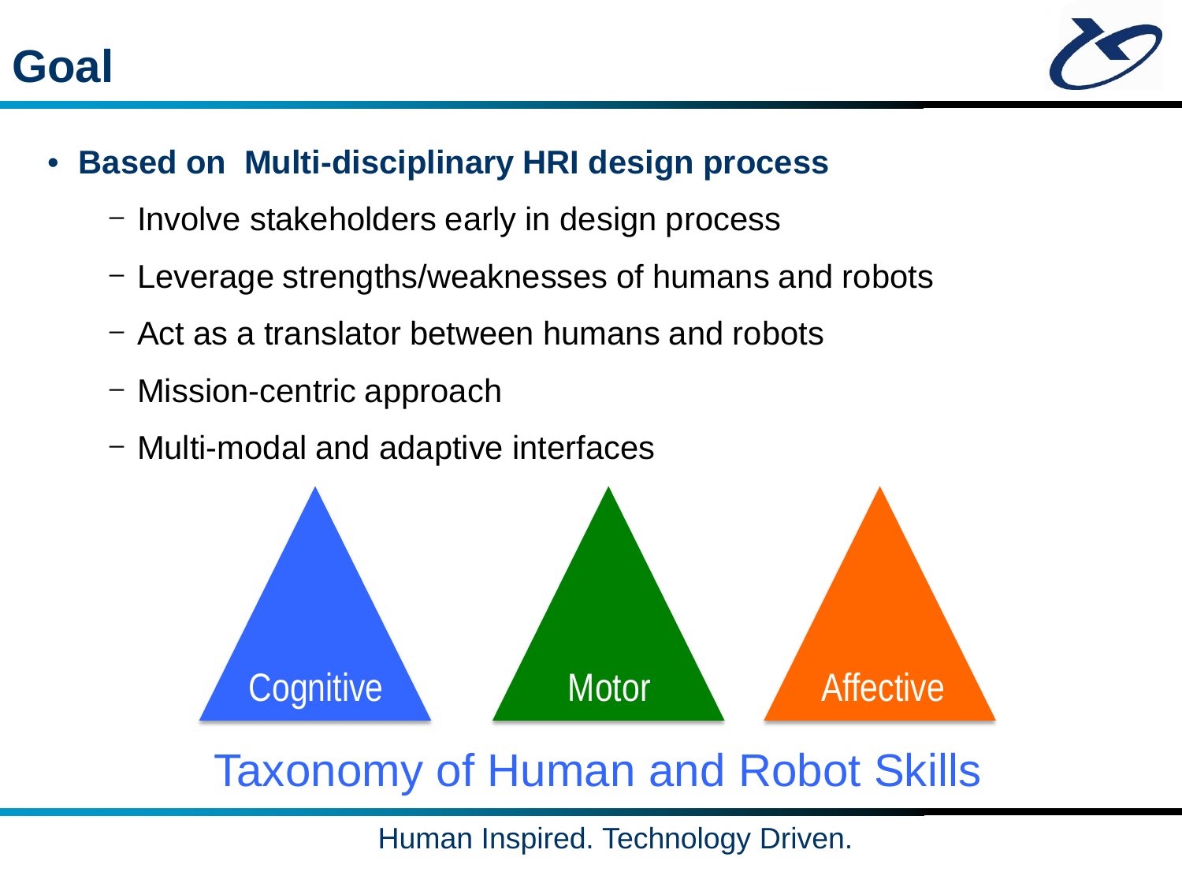# Goal

- **Based on Multi-disciplinary HRI design process**
  - Involve stakeholders early in design process
  - Leverage strengths/weaknesses of humans and robots
  - Act as a translator between humans and robots
  - Mission-centric approach
  - Multi-modal and adaptive interfaces

Cognitive

Motor

Affective

Taxonomy of Human and Robot Skills

Human Inspired. Technology Driven.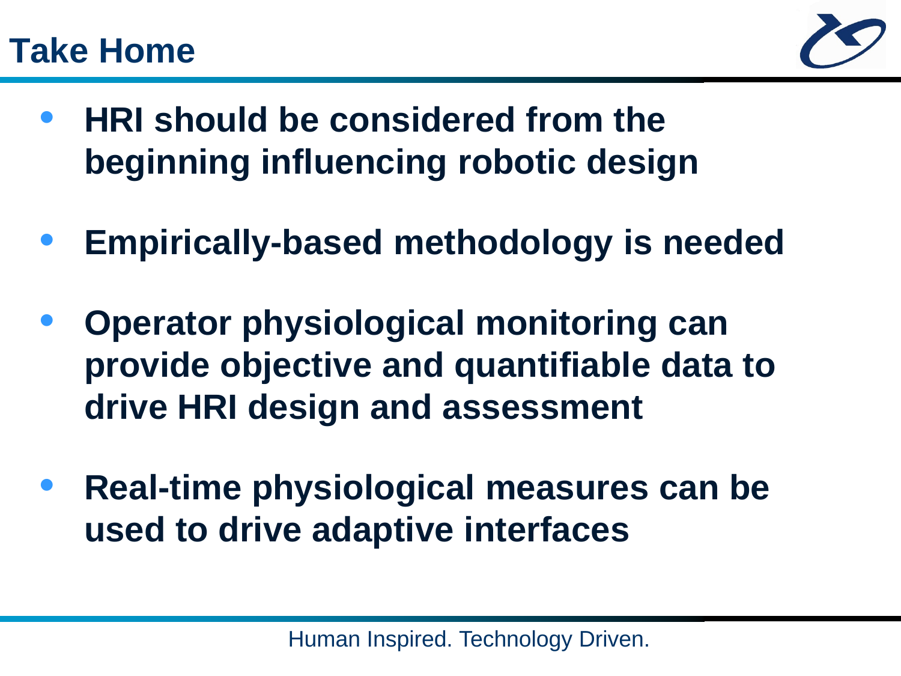# Take Home

- **HRI should be considered from the beginning influencing robotic design**
- **Empirically-based methodology is needed**
- **Operator physiological monitoring can provide objective and quantifiable data to drive HRI design and assessment**
- **Real-time physiological measures can be used to drive adaptive interfaces**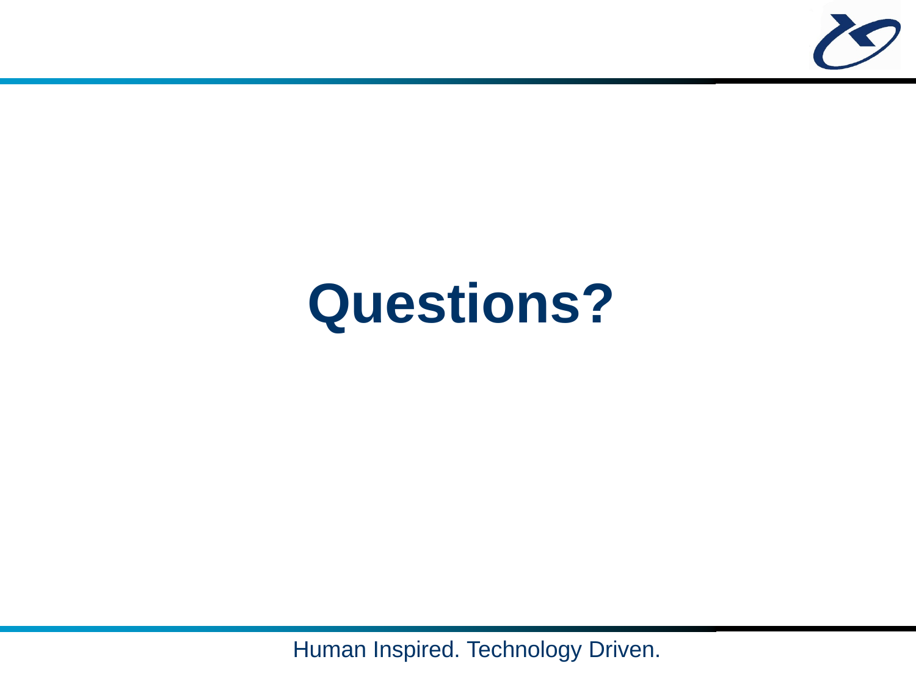# Questions?